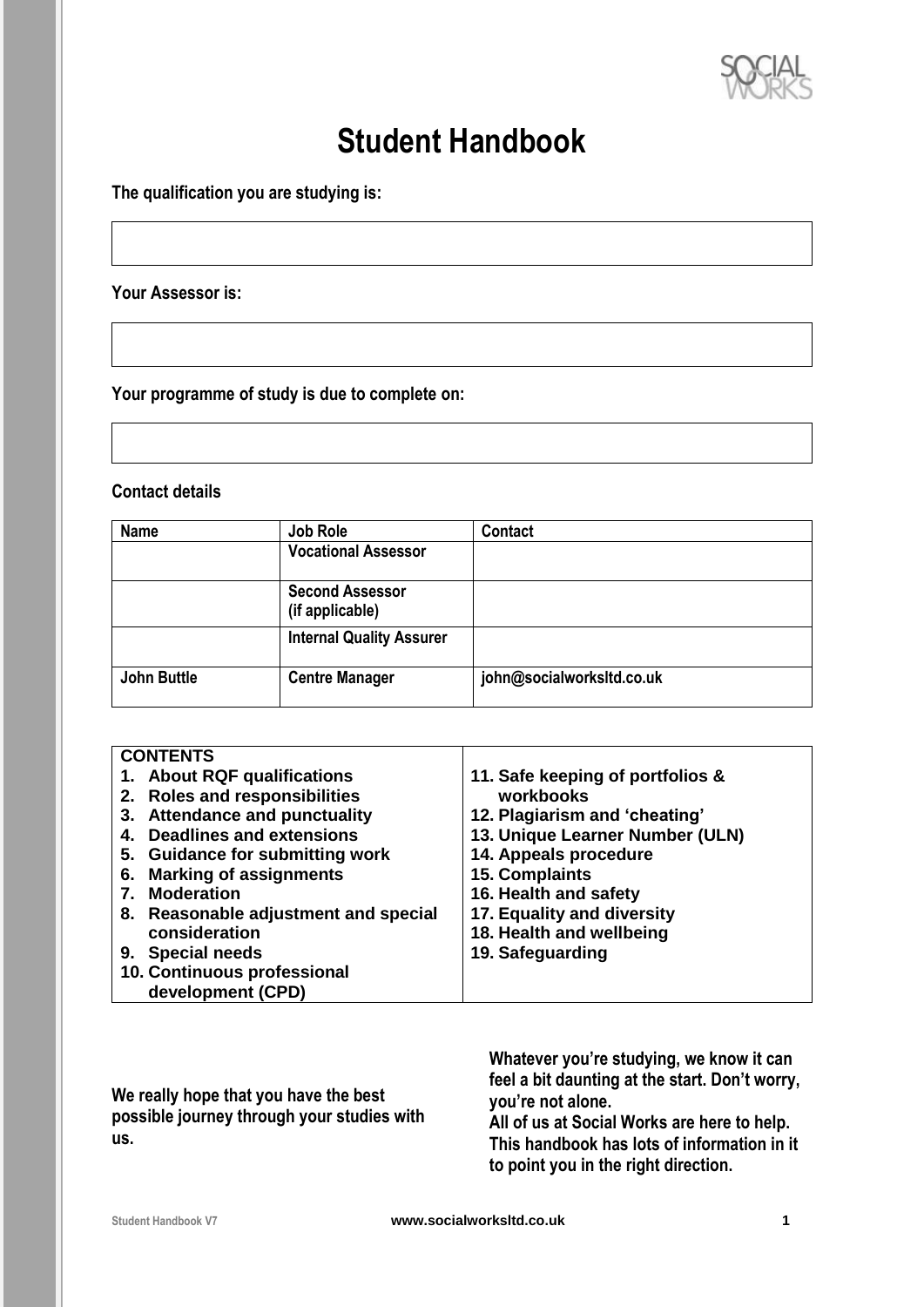# Student Handbook

**The qualification you are studying is:**

**Your Assessor is:**

**Your programme of study is due to complete on:**

**Contact details**

| Name | Job Role | Contact |
|---|---|---|
| | Vocational Assessor | |
| | Second Assessor (if applicable) | |
| | Internal Quality Assurer | |
| John Buttle | Centre Manager | john@socialworksltd.co.uk |

**CONTENTS**

1. About RQF qualifications
2. Roles and responsibilities
3. Attendance and punctuality
4. Deadlines and extensions
5. Guidance for submitting work
6. Marking of assignments
7. Moderation
8. Reasonable adjustment and special consideration
9. Special needs
10. Continuous professional development (CPD)
11. Safe keeping of portfolios & workbooks
12. Plagiarism and 'cheating'
13. Unique Learner Number (ULN)
14. Appeals procedure
15. Complaints
16. Health and safety
17. Equality and diversity
18. Health and wellbeing
19. Safeguarding

**We really hope that you have the best possible journey through your studies with us.**

**Whatever you're studying, we know it can feel a bit daunting at the start. Don't worry, you're not alone.**
**All of us at Social Works are here to help. This handbook has lots of information in it to point you in the right direction.**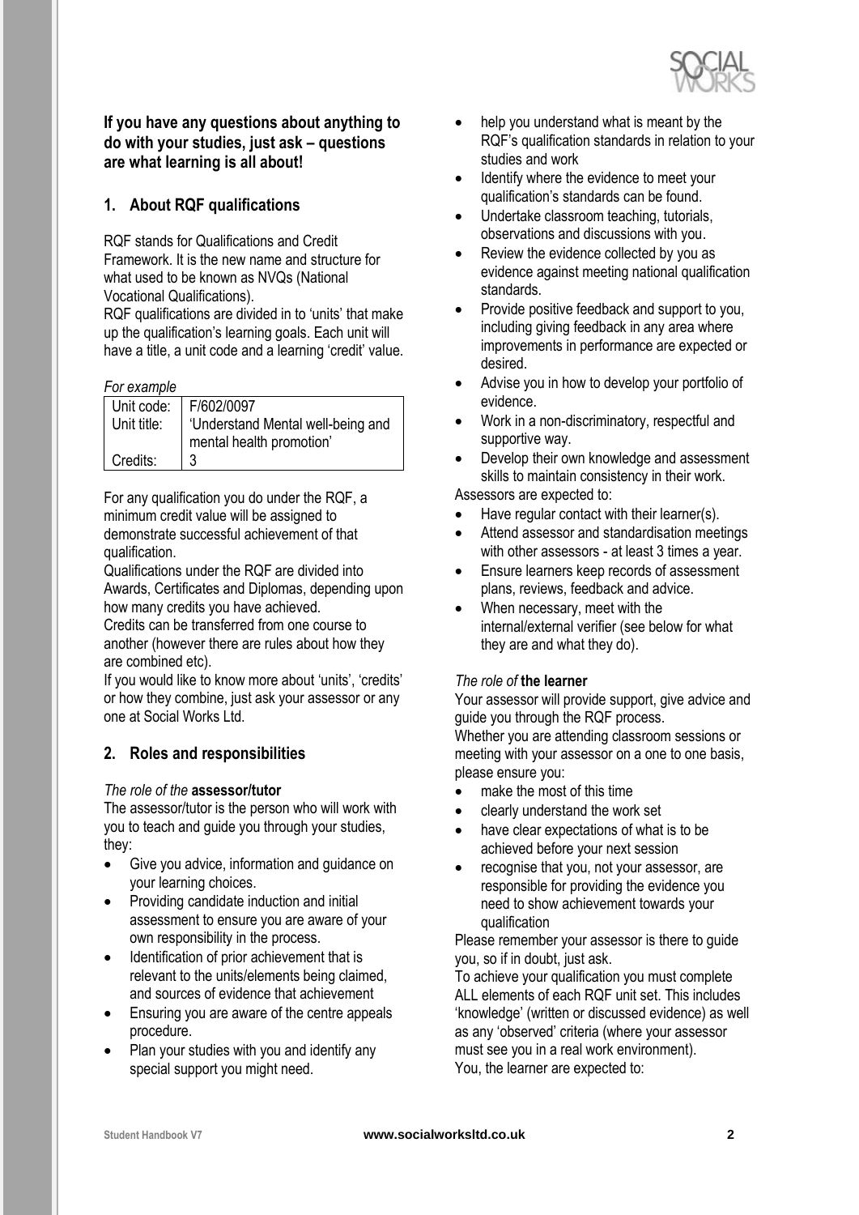**If you have any questions about anything to do with your studies, just ask – questions are what learning is all about!**

## 1. About RQF qualifications

RQF stands for Qualifications and Credit Framework. It is the new name and structure for what used to be known as NVQs (National Vocational Qualifications).

RQF qualifications are divided in to 'units' that make up the qualification's learning goals. Each unit will have a title, a unit code and a learning 'credit' value.

*For example*

| Unit code: | F/602/0097 |
|---|---|
| Unit title: | 'Understand Mental well-being and mental health promotion' |
| Credits: | 3 |

For any qualification you do under the RQF, a minimum credit value will be assigned to demonstrate successful achievement of that qualification.

Qualifications under the RQF are divided into Awards, Certificates and Diplomas, depending upon how many credits you have achieved.

Credits can be transferred from one course to another (however there are rules about how they are combined etc).

If you would like to know more about 'units', 'credits' or how they combine, just ask your assessor or any one at Social Works Ltd.

## 2. Roles and responsibilities

*The role of the* **assessor/tutor**

The assessor/tutor is the person who will work with you to teach and guide you through your studies, they:

- Give you advice, information and guidance on your learning choices.
- Providing candidate induction and initial assessment to ensure you are aware of your own responsibility in the process.
- Identification of prior achievement that is relevant to the units/elements being claimed, and sources of evidence that achievement
- Ensuring you are aware of the centre appeals procedure.
- Plan your studies with you and identify any special support you might need.
- help you understand what is meant by the RQF's qualification standards in relation to your studies and work
- Identify where the evidence to meet your qualification's standards can be found.
- Undertake classroom teaching, tutorials, observations and discussions with you.
- Review the evidence collected by you as evidence against meeting national qualification standards.
- Provide positive feedback and support to you, including giving feedback in any area where improvements in performance are expected or desired.
- Advise you in how to develop your portfolio of evidence.
- Work in a non-discriminatory, respectful and supportive way.
- Develop their own knowledge and assessment skills to maintain consistency in their work.

Assessors are expected to:

- Have regular contact with their learner(s).
- Attend assessor and standardisation meetings with other assessors - at least 3 times a year.
- Ensure learners keep records of assessment plans, reviews, feedback and advice.
- When necessary, meet with the internal/external verifier (see below for what they are and what they do).

*The role of* **the learner**

Your assessor will provide support, give advice and guide you through the RQF process.

Whether you are attending classroom sessions or meeting with your assessor on a one to one basis, please ensure you:

- make the most of this time
- clearly understand the work set
- have clear expectations of what is to be achieved before your next session
- recognise that you, not your assessor, are responsible for providing the evidence you need to show achievement towards your qualification

Please remember your assessor is there to guide you, so if in doubt, just ask.

To achieve your qualification you must complete ALL elements of each RQF unit set. This includes 'knowledge' (written or discussed evidence) as well as any 'observed' criteria (where your assessor must see you in a real work environment).

You, the learner are expected to: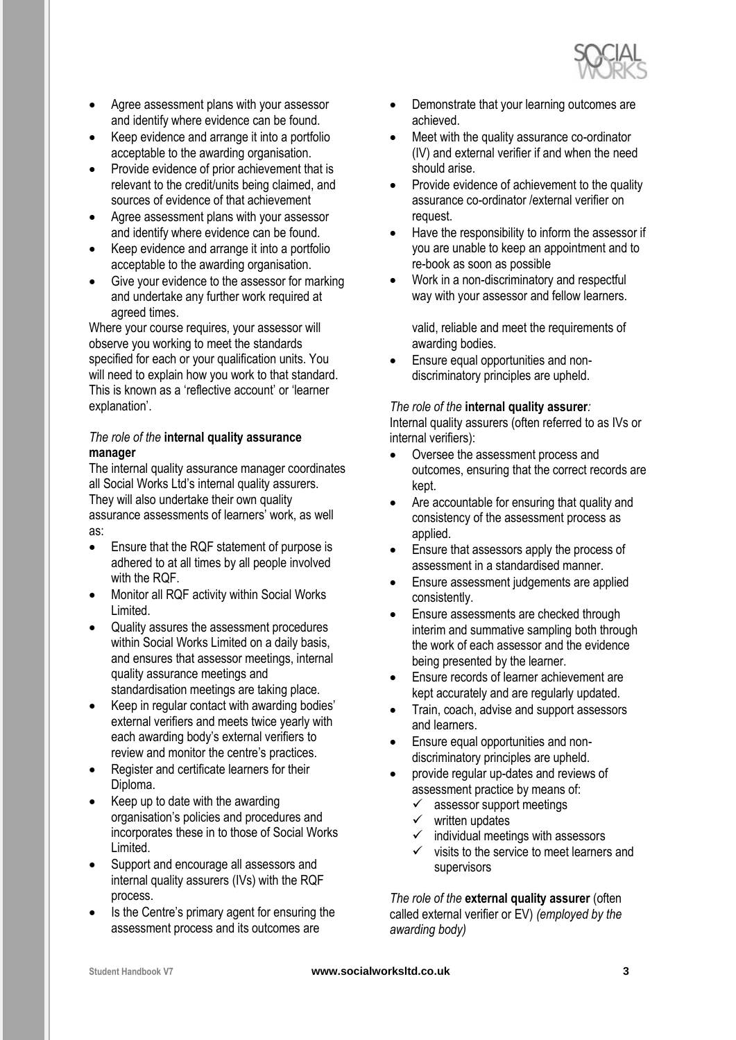- Agree assessment plans with your assessor and identify where evidence can be found.
- Keep evidence and arrange it into a portfolio acceptable to the awarding organisation.
- Provide evidence of prior achievement that is relevant to the credit/units being claimed, and sources of evidence of that achievement
- Agree assessment plans with your assessor and identify where evidence can be found.
- Keep evidence and arrange it into a portfolio acceptable to the awarding organisation.
- Give your evidence to the assessor for marking and undertake any further work required at agreed times.

Where your course requires, your assessor will observe you working to meet the standards specified for each or your qualification units. You will need to explain how you work to that standard. This is known as a 'reflective account' or 'learner explanation'.

*The role of the* **internal quality assurance manager**

The internal quality assurance manager coordinates all Social Works Ltd's internal quality assurers. They will also undertake their own quality assurance assessments of learners' work, as well as:

- Ensure that the RQF statement of purpose is adhered to at all times by all people involved with the RQF.
- Monitor all RQF activity within Social Works Limited.
- Quality assures the assessment procedures within Social Works Limited on a daily basis, and ensures that assessor meetings, internal quality assurance meetings and standardisation meetings are taking place.
- Keep in regular contact with awarding bodies' external verifiers and meets twice yearly with each awarding body's external verifiers to review and monitor the centre's practices.
- Register and certificate learners for their Diploma.
- Keep up to date with the awarding organisation's policies and procedures and incorporates these in to those of Social Works Limited.
- Support and encourage all assessors and internal quality assurers (IVs) with the RQF process.
- Is the Centre's primary agent for ensuring the assessment process and its outcomes are
- Demonstrate that your learning outcomes are achieved.
- Meet with the quality assurance co-ordinator (IV) and external verifier if and when the need should arise.
- Provide evidence of achievement to the quality assurance co-ordinator /external verifier on request.
- Have the responsibility to inform the assessor if you are unable to keep an appointment and to re-book as soon as possible
- Work in a non-discriminatory and respectful way with your assessor and fellow learners.

valid, reliable and meet the requirements of awarding bodies.

- Ensure equal opportunities and non-discriminatory principles are upheld.

*The role of the* **internal quality assurer***:*

Internal quality assurers (often referred to as IVs or internal verifiers):

- Oversee the assessment process and outcomes, ensuring that the correct records are kept.
- Are accountable for ensuring that quality and consistency of the assessment process as applied.
- Ensure that assessors apply the process of assessment in a standardised manner.
- Ensure assessment judgements are applied consistently.
- Ensure assessments are checked through interim and summative sampling both through the work of each assessor and the evidence being presented by the learner.
- Ensure records of learner achievement are kept accurately and are regularly updated.
- Train, coach, advise and support assessors and learners.
- Ensure equal opportunities and non-discriminatory principles are upheld.
- provide regular up-dates and reviews of assessment practice by means of:
  - ✓ assessor support meetings
  - ✓ written updates
  - ✓ individual meetings with assessors
  - ✓ visits to the service to meet learners and supervisors

*The role of the* **external quality assurer** (often called external verifier or EV) *(employed by the awarding body)*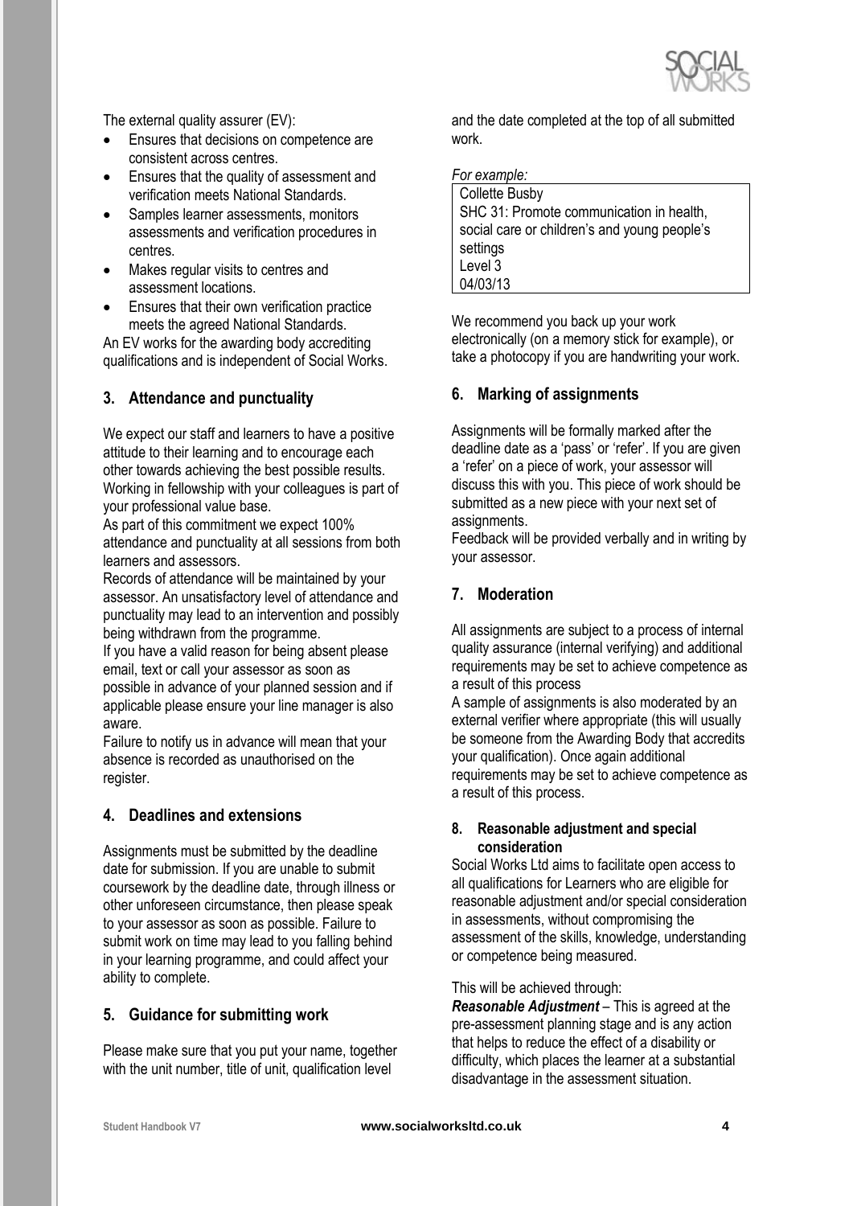The external quality assurer (EV):

- Ensures that decisions on competence are consistent across centres.
- Ensures that the quality of assessment and verification meets National Standards.
- Samples learner assessments, monitors assessments and verification procedures in centres.
- Makes regular visits to centres and assessment locations.
- Ensures that their own verification practice meets the agreed National Standards.

An EV works for the awarding body accrediting qualifications and is independent of Social Works.

## 3. Attendance and punctuality

We expect our staff and learners to have a positive attitude to their learning and to encourage each other towards achieving the best possible results. Working in fellowship with your colleagues is part of your professional value base.

As part of this commitment we expect 100% attendance and punctuality at all sessions from both learners and assessors.

Records of attendance will be maintained by your assessor. An unsatisfactory level of attendance and punctuality may lead to an intervention and possibly being withdrawn from the programme.

If you have a valid reason for being absent please email, text or call your assessor as soon as possible in advance of your planned session and if applicable please ensure your line manager is also aware.

Failure to notify us in advance will mean that your absence is recorded as unauthorised on the register.

## 4. Deadlines and extensions

Assignments must be submitted by the deadline date for submission. If you are unable to submit coursework by the deadline date, through illness or other unforeseen circumstance, then please speak to your assessor as soon as possible. Failure to submit work on time may lead to you falling behind in your learning programme, and could affect your ability to complete.

## 5. Guidance for submitting work

Please make sure that you put your name, together with the unit number, title of unit, qualification level and the date completed at the top of all submitted work.

*For example:*

| Collette Busby<br>SHC 31: Promote communication in health, social care or children's and young people's settings<br>Level 3<br>04/03/13 |
|---|

We recommend you back up your work electronically (on a memory stick for example), or take a photocopy if you are handwriting your work.

## 6. Marking of assignments

Assignments will be formally marked after the deadline date as a 'pass' or 'refer'. If you are given a 'refer' on a piece of work, your assessor will discuss this with you. This piece of work should be submitted as a new piece with your next set of assignments.

Feedback will be provided verbally and in writing by your assessor.

## 7. Moderation

All assignments are subject to a process of internal quality assurance (internal verifying) and additional requirements may be set to achieve competence as a result of this process

A sample of assignments is also moderated by an external verifier where appropriate (this will usually be someone from the Awarding Body that accredits your qualification). Once again additional requirements may be set to achieve competence as a result of this process.

### 8. Reasonable adjustment and special consideration

Social Works Ltd aims to facilitate open access to all qualifications for Learners who are eligible for reasonable adjustment and/or special consideration in assessments, without compromising the assessment of the skills, knowledge, understanding or competence being measured.

This will be achieved through:

***Reasonable Adjustment*** – This is agreed at the pre-assessment planning stage and is any action that helps to reduce the effect of a disability or difficulty, which places the learner at a substantial disadvantage in the assessment situation.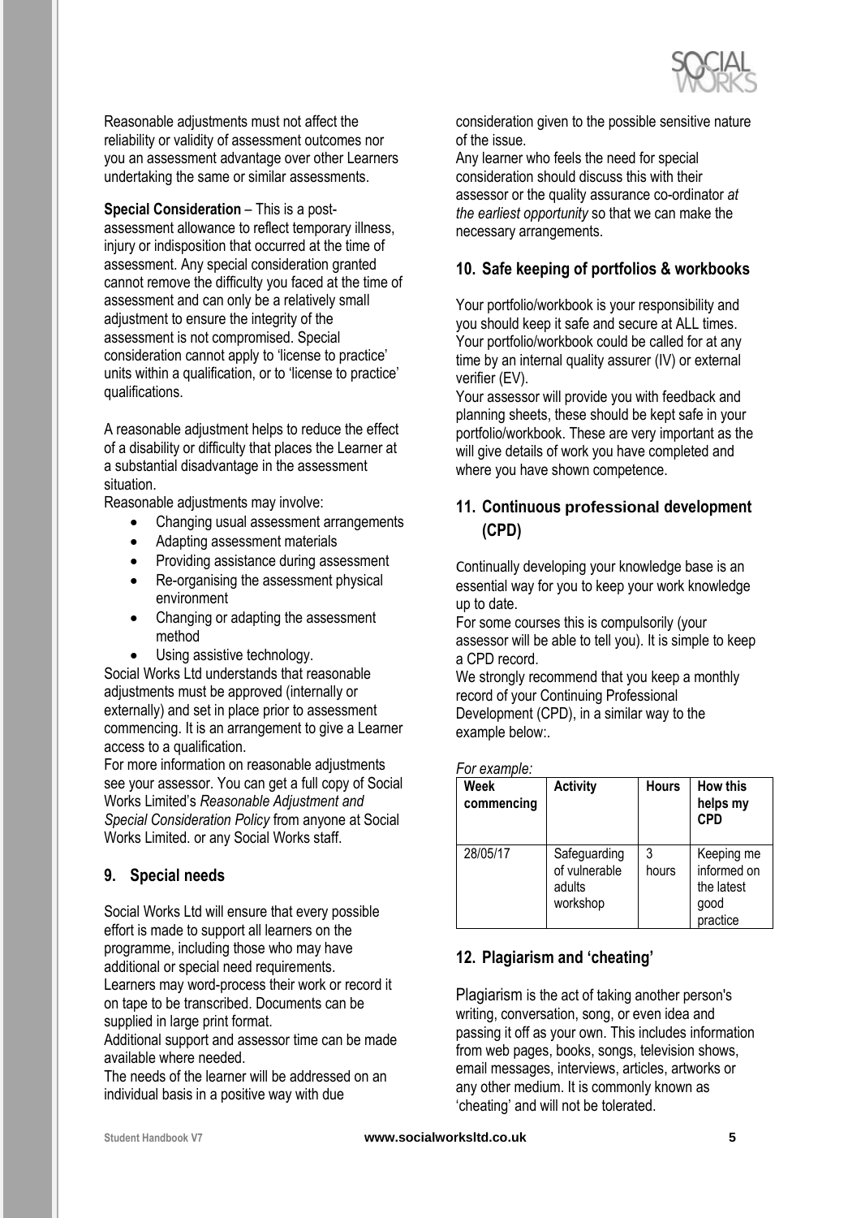Reasonable adjustments must not affect the reliability or validity of assessment outcomes nor you an assessment advantage over other Learners undertaking the same or similar assessments.

**Special Consideration** – This is a post-assessment allowance to reflect temporary illness, injury or indisposition that occurred at the time of assessment. Any special consideration granted cannot remove the difficulty you faced at the time of assessment and can only be a relatively small adjustment to ensure the integrity of the assessment is not compromised. Special consideration cannot apply to 'license to practice' units within a qualification, or to 'license to practice' qualifications.

A reasonable adjustment helps to reduce the effect of a disability or difficulty that places the Learner at a substantial disadvantage in the assessment situation.

Reasonable adjustments may involve:

- Changing usual assessment arrangements
- Adapting assessment materials
- Providing assistance during assessment
- Re-organising the assessment physical environment
- Changing or adapting the assessment method
- Using assistive technology.

Social Works Ltd understands that reasonable adjustments must be approved (internally or externally) and set in place prior to assessment commencing. It is an arrangement to give a Learner access to a qualification.

For more information on reasonable adjustments see your assessor. You can get a full copy of Social Works Limited's *Reasonable Adjustment and Special Consideration Policy* from anyone at Social Works Limited. or any Social Works staff.

## 9. Special needs

Social Works Ltd will ensure that every possible effort is made to support all learners on the programme, including those who may have additional or special need requirements.

Learners may word-process their work or record it on tape to be transcribed. Documents can be supplied in large print format.

Additional support and assessor time can be made available where needed.

The needs of the learner will be addressed on an individual basis in a positive way with due consideration given to the possible sensitive nature of the issue.

Any learner who feels the need for special consideration should discuss this with their assessor or the quality assurance co-ordinator *at the earliest opportunity* so that we can make the necessary arrangements.

## 10. Safe keeping of portfolios & workbooks

Your portfolio/workbook is your responsibility and you should keep it safe and secure at ALL times. Your portfolio/workbook could be called for at any time by an internal quality assurer (IV) or external verifier (EV).

Your assessor will provide you with feedback and planning sheets, these should be kept safe in your portfolio/workbook. These are very important as the will give details of work you have completed and where you have shown competence.

## 11. Continuous professional development (CPD)

Continually developing your knowledge base is an essential way for you to keep your work knowledge up to date.

For some courses this is compulsorily (your assessor will be able to tell you). It is simple to keep a CPD record.

We strongly recommend that you keep a monthly record of your Continuing Professional Development (CPD), in a similar way to the example below:.

*For example:*

| Week commencing | Activity | Hours | How this helps my CPD |
|---|---|---|---|
| 28/05/17 | Safeguarding of vulnerable adults workshop | 3 hours | Keeping me informed on the latest good practice |

## 12. Plagiarism and 'cheating'

Plagiarism is the act of taking another person's writing, conversation, song, or even idea and passing it off as your own. This includes information from web pages, books, songs, television shows, email messages, interviews, articles, artworks or any other medium. It is commonly known as 'cheating' and will not be tolerated.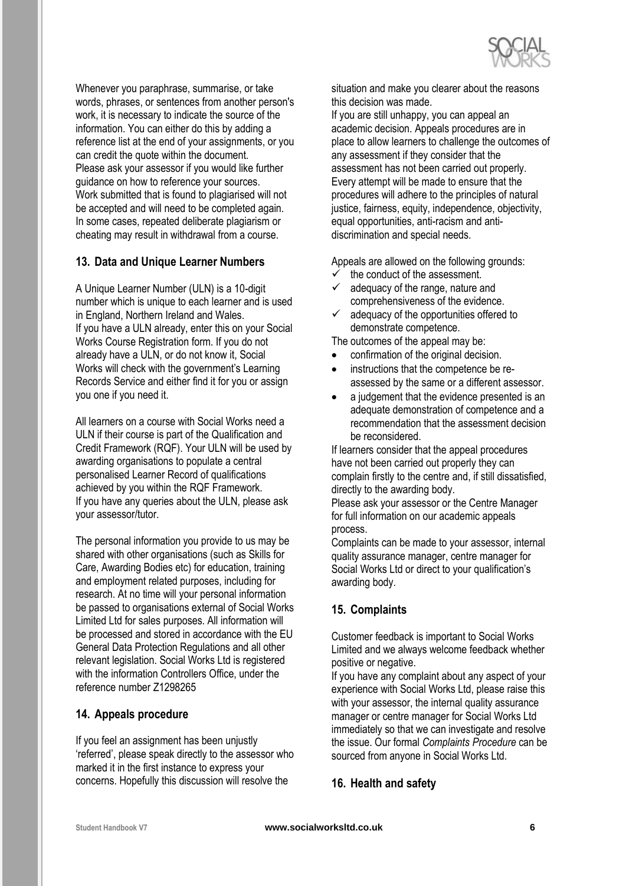Whenever you paraphrase, summarise, or take words, phrases, or sentences from another person's work, it is necessary to indicate the source of the information. You can either do this by adding a reference list at the end of your assignments, or you can credit the quote within the document.
Please ask your assessor if you would like further guidance on how to reference your sources.
Work submitted that is found to plagiarised will not be accepted and will need to be completed again. In some cases, repeated deliberate plagiarism or cheating may result in withdrawal from a course.

## 13. Data and Unique Learner Numbers

A Unique Learner Number (ULN) is a 10-digit number which is unique to each learner and is used in England, Northern Ireland and Wales.
If you have a ULN already, enter this on your Social Works Course Registration form. If you do not already have a ULN, or do not know it, Social Works will check with the government's Learning Records Service and either find it for you or assign you one if you need it.

All learners on a course with Social Works need a ULN if their course is part of the Qualification and Credit Framework (RQF). Your ULN will be used by awarding organisations to populate a central personalised Learner Record of qualifications achieved by you within the RQF Framework.
If you have any queries about the ULN, please ask your assessor/tutor.

The personal information you provide to us may be shared with other organisations (such as Skills for Care, Awarding Bodies etc) for education, training and employment related purposes, including for research. At no time will your personal information be passed to organisations external of Social Works Limited Ltd for sales purposes. All information will be processed and stored in accordance with the EU General Data Protection Regulations and all other relevant legislation. Social Works Ltd is registered with the information Controllers Office, under the reference number Z1298265

## 14. Appeals procedure

If you feel an assignment has been unjustly 'referred', please speak directly to the assessor who marked it in the first instance to express your concerns. Hopefully this discussion will resolve the situation and make you clearer about the reasons this decision was made.
If you are still unhappy, you can appeal an academic decision. Appeals procedures are in place to allow learners to challenge the outcomes of any assessment if they consider that the assessment has not been carried out properly. Every attempt will be made to ensure that the procedures will adhere to the principles of natural justice, fairness, equity, independence, objectivity, equal opportunities, anti-racism and anti-discrimination and special needs.

Appeals are allowed on the following grounds:

- ✓ the conduct of the assessment.
- ✓ adequacy of the range, nature and comprehensiveness of the evidence.
- ✓ adequacy of the opportunities offered to demonstrate competence.

The outcomes of the appeal may be:

- confirmation of the original decision.
- instructions that the competence be re-assessed by the same or a different assessor.
- a judgement that the evidence presented is an adequate demonstration of competence and a recommendation that the assessment decision be reconsidered.

If learners consider that the appeal procedures have not been carried out properly they can complain firstly to the centre and, if still dissatisfied, directly to the awarding body.
Please ask your assessor or the Centre Manager for full information on our academic appeals process.
Complaints can be made to your assessor, internal quality assurance manager, centre manager for Social Works Ltd or direct to your qualification's awarding body.

## 15. Complaints

Customer feedback is important to Social Works Limited and we always welcome feedback whether positive or negative.
If you have any complaint about any aspect of your experience with Social Works Ltd, please raise this with your assessor, the internal quality assurance manager or centre manager for Social Works Ltd immediately so that we can investigate and resolve the issue. Our formal *Complaints Procedure* can be sourced from anyone in Social Works Ltd.

## 16. Health and safety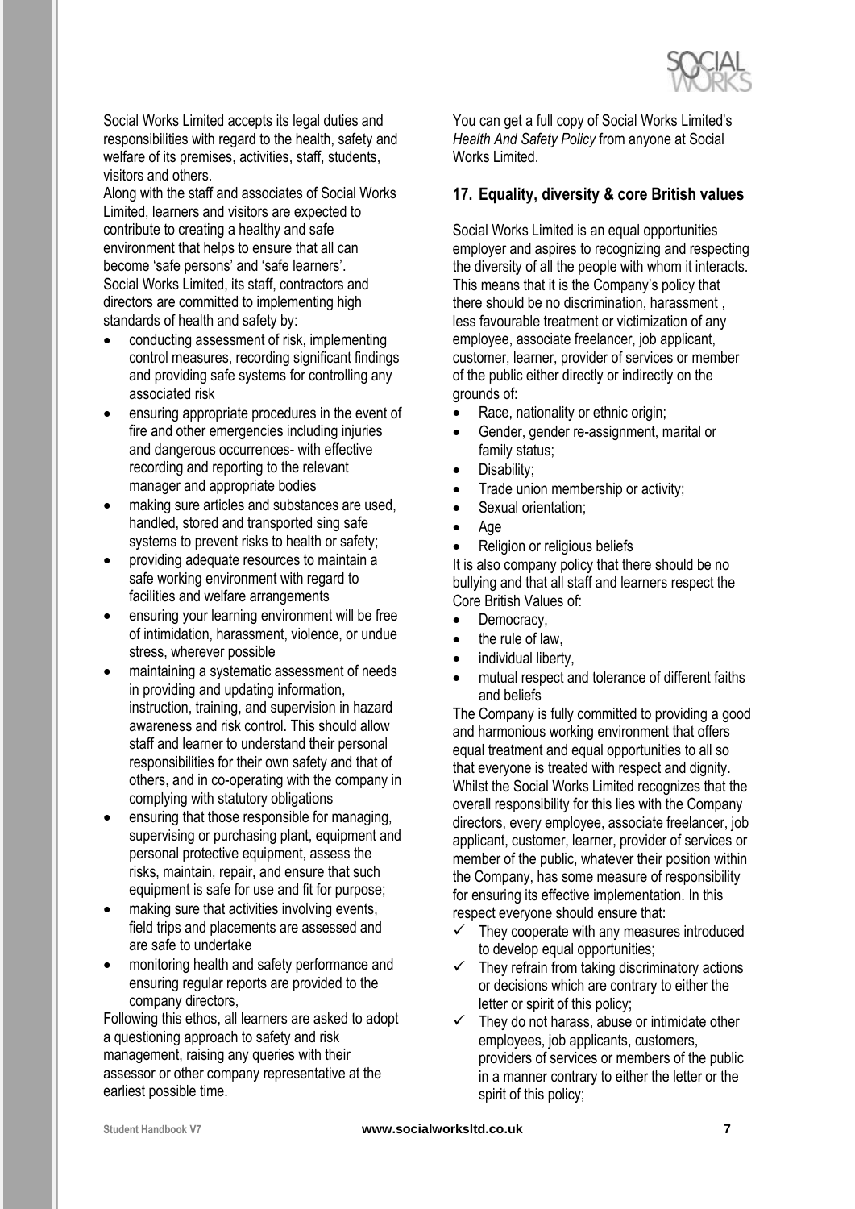Social Works Limited accepts its legal duties and responsibilities with regard to the health, safety and welfare of its premises, activities, staff, students, visitors and others.

Along with the staff and associates of Social Works Limited, learners and visitors are expected to contribute to creating a healthy and safe environment that helps to ensure that all can become 'safe persons' and 'safe learners'.

Social Works Limited, its staff, contractors and directors are committed to implementing high standards of health and safety by:

- conducting assessment of risk, implementing control measures, recording significant findings and providing safe systems for controlling any associated risk
- ensuring appropriate procedures in the event of fire and other emergencies including injuries and dangerous occurrences- with effective recording and reporting to the relevant manager and appropriate bodies
- making sure articles and substances are used, handled, stored and transported sing safe systems to prevent risks to health or safety;
- providing adequate resources to maintain a safe working environment with regard to facilities and welfare arrangements
- ensuring your learning environment will be free of intimidation, harassment, violence, or undue stress, wherever possible
- maintaining a systematic assessment of needs in providing and updating information, instruction, training, and supervision in hazard awareness and risk control. This should allow staff and learner to understand their personal responsibilities for their own safety and that of others, and in co-operating with the company in complying with statutory obligations
- ensuring that those responsible for managing, supervising or purchasing plant, equipment and personal protective equipment, assess the risks, maintain, repair, and ensure that such equipment is safe for use and fit for purpose;
- making sure that activities involving events, field trips and placements are assessed and are safe to undertake
- monitoring health and safety performance and ensuring regular reports are provided to the company directors,

Following this ethos, all learners are asked to adopt a questioning approach to safety and risk management, raising any queries with their assessor or other company representative at the earliest possible time.

You can get a full copy of Social Works Limited's *Health And Safety Policy* from anyone at Social Works Limited.

## 17. Equality, diversity & core British values

Social Works Limited is an equal opportunities employer and aspires to recognizing and respecting the diversity of all the people with whom it interacts. This means that it is the Company's policy that there should be no discrimination, harassment , less favourable treatment or victimization of any employee, associate freelancer, job applicant, customer, learner, provider of services or member of the public either directly or indirectly on the grounds of:

- Race, nationality or ethnic origin;
- Gender, gender re-assignment, marital or family status;
- Disability;
- Trade union membership or activity;
- Sexual orientation;
- Age
- Religion or religious beliefs

It is also company policy that there should be no bullying and that all staff and learners respect the Core British Values of:

- Democracy,
- the rule of law,
- individual liberty,
- mutual respect and tolerance of different faiths and beliefs

The Company is fully committed to providing a good and harmonious working environment that offers equal treatment and equal opportunities to all so that everyone is treated with respect and dignity. Whilst the Social Works Limited recognizes that the overall responsibility for this lies with the Company directors, every employee, associate freelancer, job applicant, customer, learner, provider of services or member of the public, whatever their position within the Company, has some measure of responsibility for ensuring its effective implementation. In this respect everyone should ensure that:

- ✓ They cooperate with any measures introduced to develop equal opportunities;
- ✓ They refrain from taking discriminatory actions or decisions which are contrary to either the letter or spirit of this policy;
- ✓ They do not harass, abuse or intimidate other employees, job applicants, customers, providers of services or members of the public in a manner contrary to either the letter or the spirit of this policy;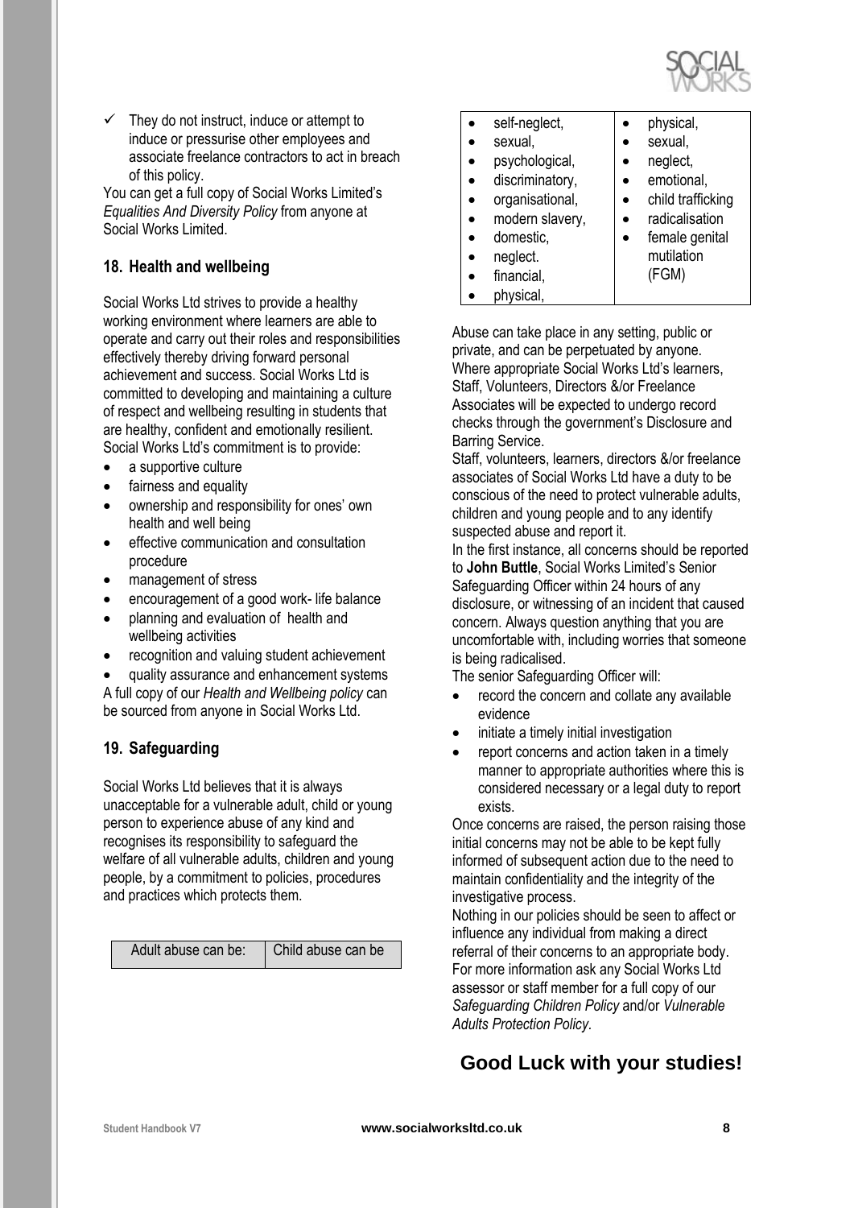- ✓ They do not instruct, induce or attempt to induce or pressurise other employees and associate freelance contractors to act in breach of this policy.

You can get a full copy of Social Works Limited's *Equalities And Diversity Policy* from anyone at Social Works Limited.

## 18. Health and wellbeing

Social Works Ltd strives to provide a healthy working environment where learners are able to operate and carry out their roles and responsibilities effectively thereby driving forward personal achievement and success. Social Works Ltd is committed to developing and maintaining a culture of respect and wellbeing resulting in students that are healthy, confident and emotionally resilient. Social Works Ltd's commitment is to provide:

- a supportive culture
- fairness and equality
- ownership and responsibility for ones' own health and well being
- effective communication and consultation procedure
- management of stress
- encouragement of a good work- life balance
- planning and evaluation of health and wellbeing activities
- recognition and valuing student achievement
- quality assurance and enhancement systems

A full copy of our *Health and Wellbeing policy* can be sourced from anyone in Social Works Ltd.

## 19. Safeguarding

Social Works Ltd believes that it is always unacceptable for a vulnerable adult, child or young person to experience abuse of any kind and recognises its responsibility to safeguard the welfare of all vulnerable adults, children and young people, by a commitment to policies, procedures and practices which protects them.

| Adult abuse can be: | Child abuse can be |
|---|---|
| • self-neglect,<br>• sexual,<br>• psychological,<br>• discriminatory,<br>• organisational,<br>• modern slavery,<br>• domestic,<br>• neglect.<br>• financial,<br>• physical, | • physical,<br>• sexual,<br>• neglect,<br>• emotional,<br>• child trafficking<br>• radicalisation<br>• female genital mutilation (FGM) |

Abuse can take place in any setting, public or private, and can be perpetuated by anyone. Where appropriate Social Works Ltd's learners, Staff, Volunteers, Directors &/or Freelance Associates will be expected to undergo record checks through the government's Disclosure and Barring Service.

Staff, volunteers, learners, directors &/or freelance associates of Social Works Ltd have a duty to be conscious of the need to protect vulnerable adults, children and young people and to any identify suspected abuse and report it.

In the first instance, all concerns should be reported to **John Buttle**, Social Works Limited's Senior Safeguarding Officer within 24 hours of any disclosure, or witnessing of an incident that caused concern. Always question anything that you are uncomfortable with, including worries that someone is being radicalised.

The senior Safeguarding Officer will:

- record the concern and collate any available evidence
- initiate a timely initial investigation
- report concerns and action taken in a timely manner to appropriate authorities where this is considered necessary or a legal duty to report exists.

Once concerns are raised, the person raising those initial concerns may not be able to be kept fully informed of subsequent action due to the need to maintain confidentiality and the integrity of the investigative process.

Nothing in our policies should be seen to affect or influence any individual from making a direct referral of their concerns to an appropriate body. For more information ask any Social Works Ltd assessor or staff member for a full copy of our *Safeguarding Children Policy* and/or *Vulnerable Adults Protection Policy*.

**Good Luck with your studies!**